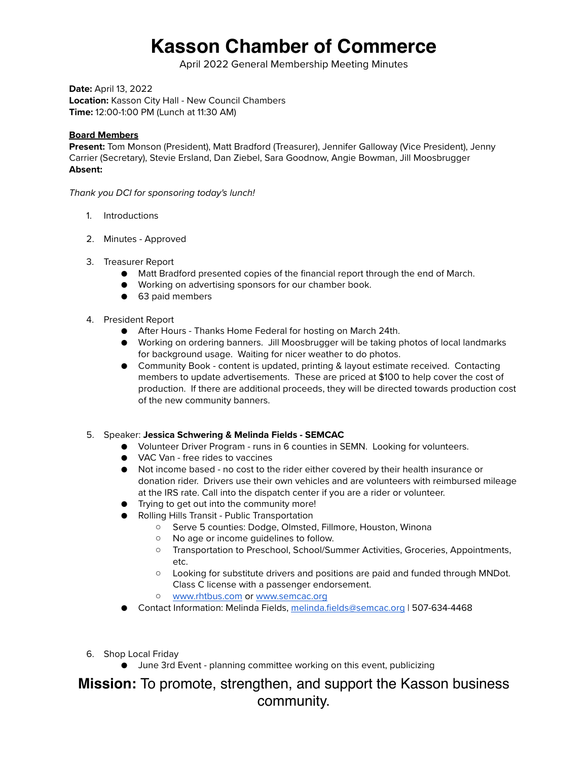# Kasson Chamber of Commerce

April 2022 General Membership Meeting Minutes

**Date:** April 13, 2022
**Location:** Kasson City Hall - New Council Chambers
**Time:** 12:00-1:00 PM (Lunch at 11:30 AM)

**Board Members**
**Present:** Tom Monson (President), Matt Bradford (Treasurer), Jennifer Galloway (Vice President), Jenny Carrier (Secretary), Stevie Ersland, Dan Ziebel, Sara Goodnow, Angie Bowman, Jill Moosbrugger
**Absent:**

*Thank you DCI for sponsoring today's lunch!*

1. Introductions

2. Minutes - Approved

3. Treasurer Report
   - Matt Bradford presented copies of the financial report through the end of March.
   - Working on advertising sponsors for our chamber book.
   - 63 paid members

4. President Report
   - After Hours - Thanks Home Federal for hosting on March 24th.
   - Working on ordering banners. Jill Moosbrugger will be taking photos of local landmarks for background usage. Waiting for nicer weather to do photos.
   - Community Book - content is updated, printing & layout estimate received. Contacting members to update advertisements. These are priced at $100 to help cover the cost of production. If there are additional proceeds, they will be directed towards production cost of the new community banners.

5. Speaker: **Jessica Schwering & Melinda Fields - SEMCAC**
   - Volunteer Driver Program - runs in 6 counties in SEMN. Looking for volunteers.
   - VAC Van - free rides to vaccines
   - Not income based - no cost to the rider either covered by their health insurance or donation rider. Drivers use their own vehicles and are volunteers with reimbursed mileage at the IRS rate. Call into the dispatch center if you are a rider or volunteer.
   - Trying to get out into the community more!
   - Rolling Hills Transit - Public Transportation
     - Serve 5 counties: Dodge, Olmsted, Fillmore, Houston, Winona
     - No age or income guidelines to follow.
     - Transportation to Preschool, School/Summer Activities, Groceries, Appointments, etc.
     - Looking for substitute drivers and positions are paid and funded through MNDot. Class C license with a passenger endorsement.
     - www.rhtbus.com or www.semcac.org
   - Contact Information: Melinda Fields, melinda.fields@semcac.org | 507-634-4468

6. Shop Local Friday
   - June 3rd Event - planning committee working on this event, publicizing

**Mission:** To promote, strengthen, and support the Kasson business community.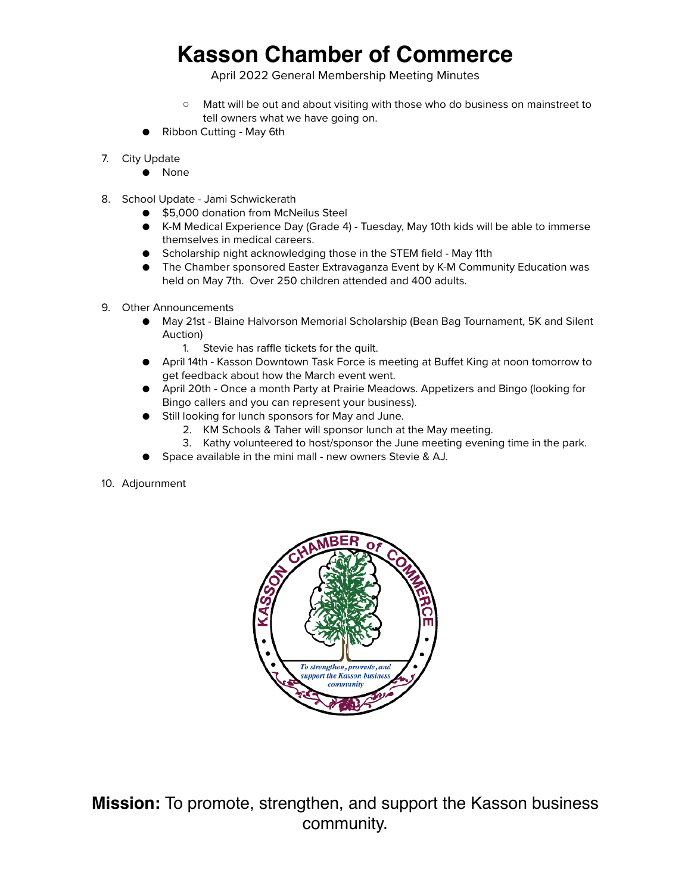# Kasson Chamber of Commerce

April 2022 General Membership Meeting Minutes

- Matt will be out and about visiting with those who do business on mainstreet to tell owners what we have going on.
- Ribbon Cutting - May 6th

7. City Update
   - None

8. School Update - Jami Schwickerath
   - $5,000 donation from McNeilus Steel
   - K-M Medical Experience Day (Grade 4) - Tuesday, May 10th kids will be able to immerse themselves in medical careers.
   - Scholarship night acknowledging those in the STEM field - May 11th
   - The Chamber sponsored Easter Extravaganza Event by K-M Community Education was held on May 7th. Over 250 children attended and 400 adults.

9. Other Announcements
   - May 21st - Blaine Halvorson Memorial Scholarship (Bean Bag Tournament, 5K and Silent Auction)
     1. Stevie has raffle tickets for the quilt.
   - April 14th - Kasson Downtown Task Force is meeting at Buffet King at noon tomorrow to get feedback about how the March event went.
   - April 20th - Once a month Party at Prairie Meadows. Appetizers and Bingo (looking for Bingo callers and you can represent your business).
   - Still looking for lunch sponsors for May and June.
     2. KM Schools & Taher will sponsor lunch at the May meeting.
     3. Kathy volunteered to host/sponsor the June meeting evening time in the park.
   - Space available in the mini mall - new owners Stevie & AJ.

10. Adjournment

KASSON CHAMBER of COMMERCE

*To strengthen, promote, and support the Kasson business community*

**Mission:** To promote, strengthen, and support the Kasson business community.